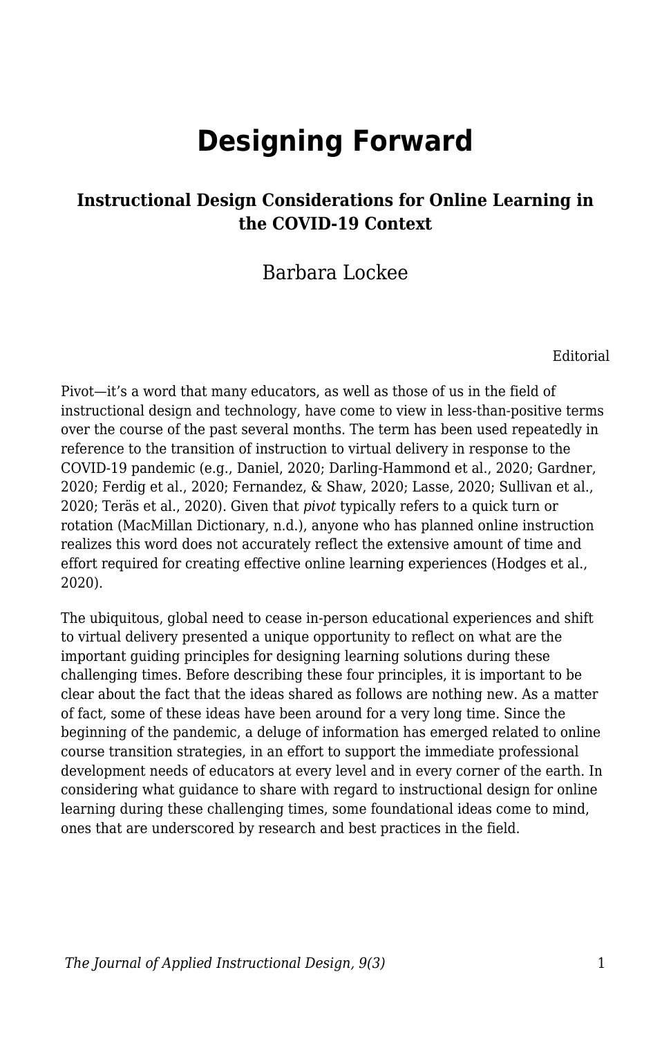# Designing Forward

### Instructional Design Considerations for Online Learning in the COVID-19 Context

Barbara Lockee

Editorial

Pivot—it's a word that many educators, as well as those of us in the field of instructional design and technology, have come to view in less-than-positive terms over the course of the past several months. The term has been used repeatedly in reference to the transition of instruction to virtual delivery in response to the COVID-19 pandemic (e.g., Daniel, 2020; Darling-Hammond et al., 2020; Gardner, 2020; Ferdig et al., 2020; Fernandez, & Shaw, 2020; Lasse, 2020; Sullivan et al., 2020; Teräs et al., 2020). Given that *pivot* typically refers to a quick turn or rotation (MacMillan Dictionary, n.d.), anyone who has planned online instruction realizes this word does not accurately reflect the extensive amount of time and effort required for creating effective online learning experiences (Hodges et al., 2020).

The ubiquitous, global need to cease in-person educational experiences and shift to virtual delivery presented a unique opportunity to reflect on what are the important guiding principles for designing learning solutions during these challenging times. Before describing these four principles, it is important to be clear about the fact that the ideas shared as follows are nothing new. As a matter of fact, some of these ideas have been around for a very long time. Since the beginning of the pandemic, a deluge of information has emerged related to online course transition strategies, in an effort to support the immediate professional development needs of educators at every level and in every corner of the earth. In considering what guidance to share with regard to instructional design for online learning during these challenging times, some foundational ideas come to mind, ones that are underscored by research and best practices in the field.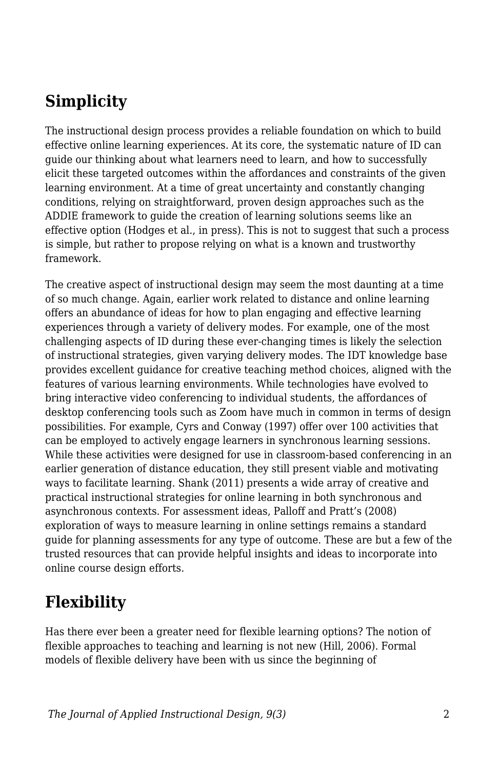## Simplicity

The instructional design process provides a reliable foundation on which to build effective online learning experiences. At its core, the systematic nature of ID can guide our thinking about what learners need to learn, and how to successfully elicit these targeted outcomes within the affordances and constraints of the given learning environment. At a time of great uncertainty and constantly changing conditions, relying on straightforward, proven design approaches such as the ADDIE framework to guide the creation of learning solutions seems like an effective option (Hodges et al., in press). This is not to suggest that such a process is simple, but rather to propose relying on what is a known and trustworthy framework.

The creative aspect of instructional design may seem the most daunting at a time of so much change. Again, earlier work related to distance and online learning offers an abundance of ideas for how to plan engaging and effective learning experiences through a variety of delivery modes. For example, one of the most challenging aspects of ID during these ever-changing times is likely the selection of instructional strategies, given varying delivery modes. The IDT knowledge base provides excellent guidance for creative teaching method choices, aligned with the features of various learning environments. While technologies have evolved to bring interactive video conferencing to individual students, the affordances of desktop conferencing tools such as Zoom have much in common in terms of design possibilities. For example, Cyrs and Conway (1997) offer over 100 activities that can be employed to actively engage learners in synchronous learning sessions. While these activities were designed for use in classroom-based conferencing in an earlier generation of distance education, they still present viable and motivating ways to facilitate learning. Shank (2011) presents a wide array of creative and practical instructional strategies for online learning in both synchronous and asynchronous contexts. For assessment ideas, Palloff and Pratt's (2008) exploration of ways to measure learning in online settings remains a standard guide for planning assessments for any type of outcome. These are but a few of the trusted resources that can provide helpful insights and ideas to incorporate into online course design efforts.

## Flexibility

Has there ever been a greater need for flexible learning options? The notion of flexible approaches to teaching and learning is not new (Hill, 2006). Formal models of flexible delivery have been with us since the beginning of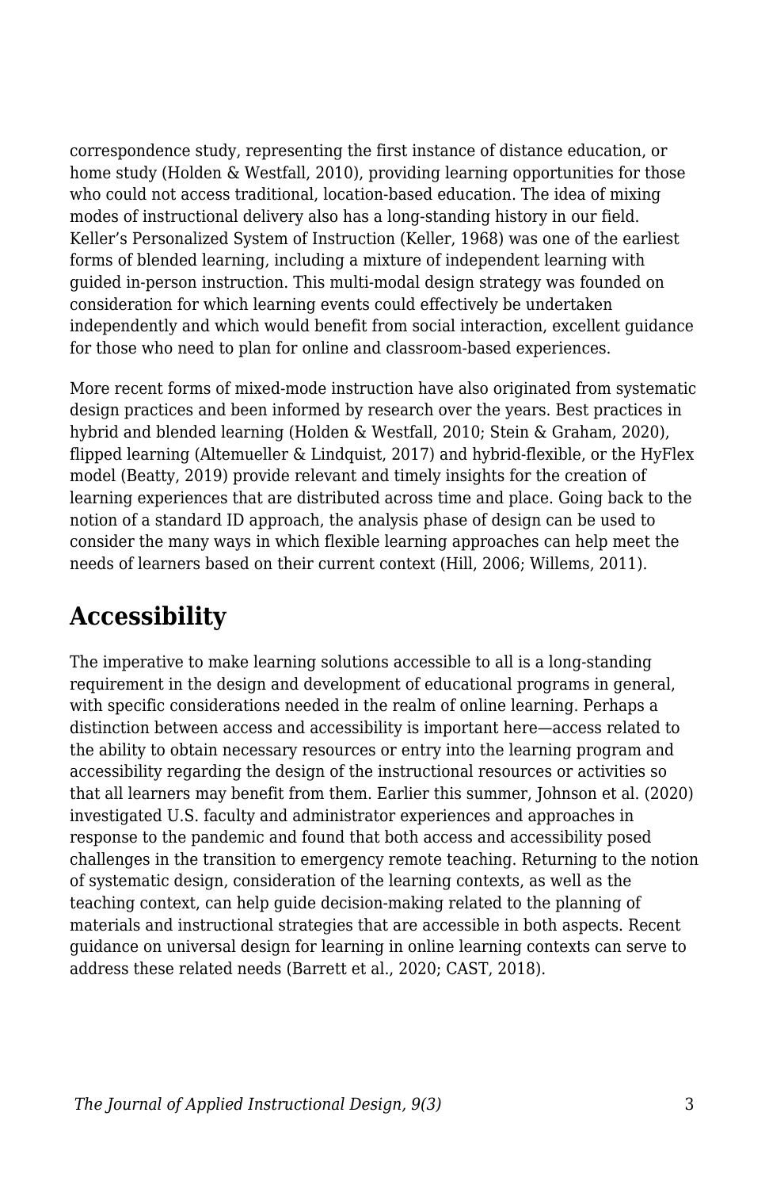correspondence study, representing the first instance of distance education, or home study (Holden & Westfall, 2010), providing learning opportunities for those who could not access traditional, location-based education. The idea of mixing modes of instructional delivery also has a long-standing history in our field. Keller's Personalized System of Instruction (Keller, 1968) was one of the earliest forms of blended learning, including a mixture of independent learning with guided in-person instruction. This multi-modal design strategy was founded on consideration for which learning events could effectively be undertaken independently and which would benefit from social interaction, excellent guidance for those who need to plan for online and classroom-based experiences.

More recent forms of mixed-mode instruction have also originated from systematic design practices and been informed by research over the years. Best practices in hybrid and blended learning (Holden & Westfall, 2010; Stein & Graham, 2020), flipped learning (Altemueller & Lindquist, 2017) and hybrid-flexible, or the HyFlex model (Beatty, 2019) provide relevant and timely insights for the creation of learning experiences that are distributed across time and place. Going back to the notion of a standard ID approach, the analysis phase of design can be used to consider the many ways in which flexible learning approaches can help meet the needs of learners based on their current context (Hill, 2006; Willems, 2011).

## Accessibility

The imperative to make learning solutions accessible to all is a long-standing requirement in the design and development of educational programs in general, with specific considerations needed in the realm of online learning. Perhaps a distinction between access and accessibility is important here—access related to the ability to obtain necessary resources or entry into the learning program and accessibility regarding the design of the instructional resources or activities so that all learners may benefit from them. Earlier this summer, Johnson et al. (2020) investigated U.S. faculty and administrator experiences and approaches in response to the pandemic and found that both access and accessibility posed challenges in the transition to emergency remote teaching. Returning to the notion of systematic design, consideration of the learning contexts, as well as the teaching context, can help guide decision-making related to the planning of materials and instructional strategies that are accessible in both aspects. Recent guidance on universal design for learning in online learning contexts can serve to address these related needs (Barrett et al., 2020; CAST, 2018).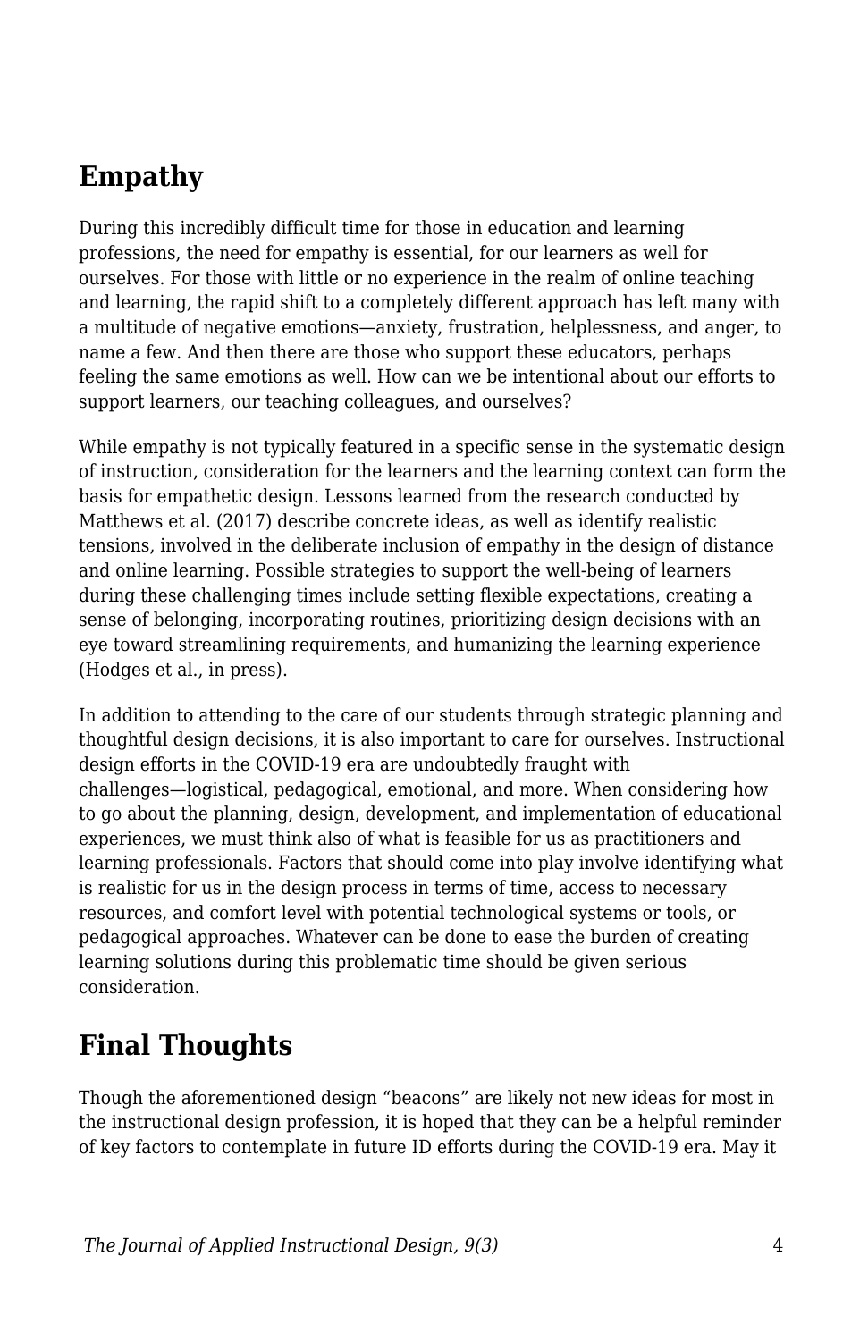## Empathy

During this incredibly difficult time for those in education and learning professions, the need for empathy is essential, for our learners as well for ourselves. For those with little or no experience in the realm of online teaching and learning, the rapid shift to a completely different approach has left many with a multitude of negative emotions—anxiety, frustration, helplessness, and anger, to name a few. And then there are those who support these educators, perhaps feeling the same emotions as well. How can we be intentional about our efforts to support learners, our teaching colleagues, and ourselves?

While empathy is not typically featured in a specific sense in the systematic design of instruction, consideration for the learners and the learning context can form the basis for empathetic design. Lessons learned from the research conducted by Matthews et al. (2017) describe concrete ideas, as well as identify realistic tensions, involved in the deliberate inclusion of empathy in the design of distance and online learning. Possible strategies to support the well-being of learners during these challenging times include setting flexible expectations, creating a sense of belonging, incorporating routines, prioritizing design decisions with an eye toward streamlining requirements, and humanizing the learning experience (Hodges et al., in press).

In addition to attending to the care of our students through strategic planning and thoughtful design decisions, it is also important to care for ourselves. Instructional design efforts in the COVID-19 era are undoubtedly fraught with challenges—logistical, pedagogical, emotional, and more. When considering how to go about the planning, design, development, and implementation of educational experiences, we must think also of what is feasible for us as practitioners and learning professionals. Factors that should come into play involve identifying what is realistic for us in the design process in terms of time, access to necessary resources, and comfort level with potential technological systems or tools, or pedagogical approaches. Whatever can be done to ease the burden of creating learning solutions during this problematic time should be given serious consideration.

## Final Thoughts

Though the aforementioned design "beacons" are likely not new ideas for most in the instructional design profession, it is hoped that they can be a helpful reminder of key factors to contemplate in future ID efforts during the COVID-19 era. May it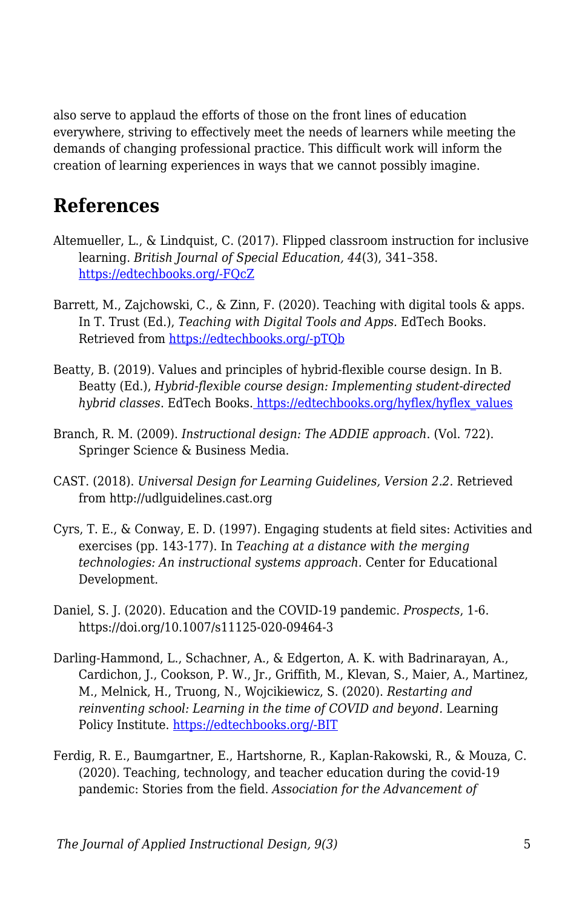also serve to applaud the efforts of those on the front lines of education everywhere, striving to effectively meet the needs of learners while meeting the demands of changing professional practice. This difficult work will inform the creation of learning experiences in ways that we cannot possibly imagine.

## References

Altemueller, L., & Lindquist, C. (2017). Flipped classroom instruction for inclusive learning. *British Journal of Special Education, 44*(3), 341–358. https://edtechbooks.org/-FQcZ

Barrett, M., Zajchowski, C., & Zinn, F. (2020). Teaching with digital tools & apps. In T. Trust (Ed.), *Teaching with Digital Tools and Apps.* EdTech Books. Retrieved from https://edtechbooks.org/-pTQb

Beatty, B. (2019). Values and principles of hybrid-flexible course design. In B. Beatty (Ed.), *Hybrid-flexible course design: Implementing student-directed hybrid classes*. EdTech Books. https://edtechbooks.org/hyflex/hyflex_values

Branch, R. M. (2009). *Instructional design: The ADDIE approach*. (Vol. 722). Springer Science & Business Media.

CAST. (2018). *Universal Design for Learning Guidelines, Version 2.2.* Retrieved from http://udlguidelines.cast.org

Cyrs, T. E., & Conway, E. D. (1997). Engaging students at field sites: Activities and exercises (pp. 143-177). In *Teaching at a distance with the merging technologies: An instructional systems approach.* Center for Educational Development.

Daniel, S. J. (2020). Education and the COVID-19 pandemic. *Prospects*, 1-6. https://doi.org/10.1007/s11125-020-09464-3

Darling-Hammond, L., Schachner, A., & Edgerton, A. K. with Badrinarayan, A., Cardichon, J., Cookson, P. W., Jr., Griffith, M., Klevan, S., Maier, A., Martinez, M., Melnick, H., Truong, N., Wojcikiewicz, S. (2020). *Restarting and reinventing school: Learning in the time of COVID and beyond.* Learning Policy Institute. https://edtechbooks.org/-BIT

Ferdig, R. E., Baumgartner, E., Hartshorne, R., Kaplan-Rakowski, R., & Mouza, C. (2020). Teaching, technology, and teacher education during the covid-19 pandemic: Stories from the field. *Association for the Advancement of*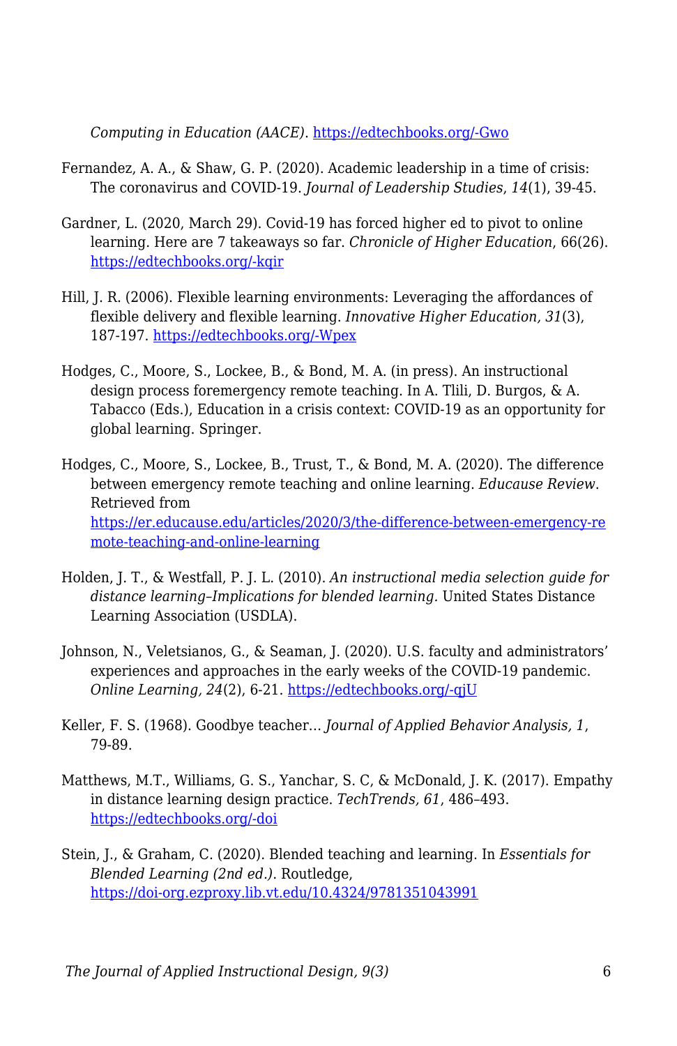*Computing in Education (AACE)*. https://edtechbooks.org/-Gwo

Fernandez, A. A., & Shaw, G. P. (2020). Academic leadership in a time of crisis: The coronavirus and COVID-19. *Journal of Leadership Studies*, *14*(1), 39-45.

Gardner, L. (2020, March 29). Covid-19 has forced higher ed to pivot to online learning. Here are 7 takeaways so far. *Chronicle of Higher Education*, 66(26). https://edtechbooks.org/-kqir

Hill, J. R. (2006). Flexible learning environments: Leveraging the affordances of flexible delivery and flexible learning. *Innovative Higher Education, 31*(3), 187-197. https://edtechbooks.org/-Wpex

Hodges, C., Moore, S., Lockee, B., & Bond, M. A. (in press). An instructional design process foremergency remote teaching. In A. Tlili, D. Burgos, & A. Tabacco (Eds.), Education in a crisis context: COVID-19 as an opportunity for global learning. Springer.

Hodges, C., Moore, S., Lockee, B., Trust, T., & Bond, M. A. (2020). The difference between emergency remote teaching and online learning. *Educause Review*. Retrieved from https://er.educause.edu/articles/2020/3/the-difference-between-emergency-remote-teaching-and-online-learning

Holden, J. T., & Westfall, P. J. L. (2010). *An instructional media selection guide for distance learning–Implications for blended learning.* United States Distance Learning Association (USDLA).

Johnson, N., Veletsianos, G., & Seaman, J. (2020). U.S. faculty and administrators' experiences and approaches in the early weeks of the COVID-19 pandemic. *Online Learning, 24*(2), 6-21. https://edtechbooks.org/-qjU

Keller, F. S. (1968). Goodbye teacher… *Journal of Applied Behavior Analysis, 1*, 79-89.

Matthews, M.T., Williams, G. S., Yanchar, S. C, & McDonald, J. K. (2017). Empathy in distance learning design practice. *TechTrends, 61*, 486–493. https://edtechbooks.org/-doi

Stein, J., & Graham, C. (2020). Blended teaching and learning. In *Essentials for Blended Learning (2nd ed.)*. Routledge, https://doi-org.ezproxy.lib.vt.edu/10.4324/9781351043991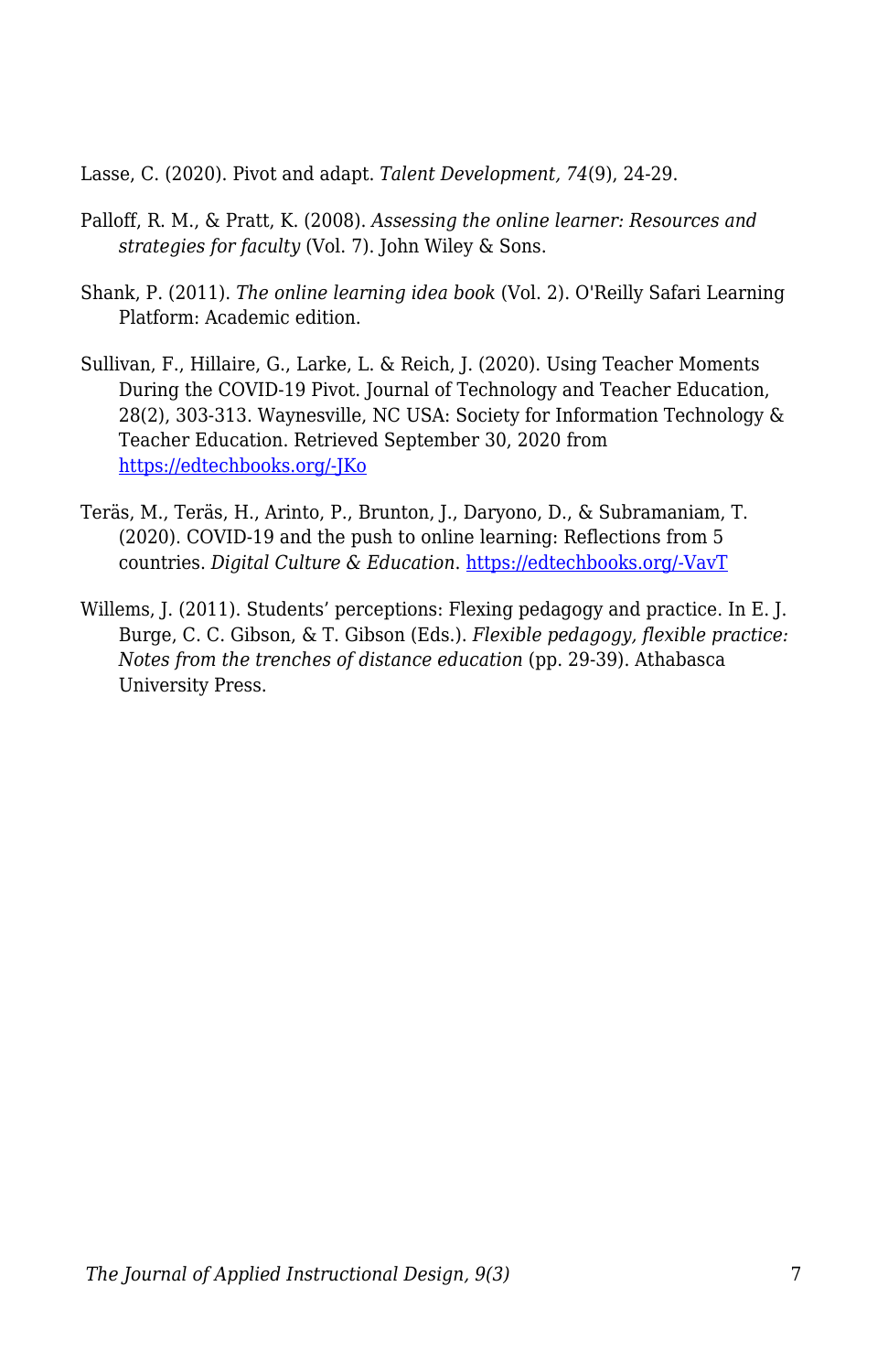Lasse, C. (2020). Pivot and adapt. *Talent Development, 74*(9), 24-29.

Palloff, R. M., & Pratt, K. (2008). *Assessing the online learner: Resources and strategies for faculty* (Vol. 7). John Wiley & Sons.

Shank, P. (2011). *The online learning idea book* (Vol. 2). O'Reilly Safari Learning Platform: Academic edition.

Sullivan, F., Hillaire, G., Larke, L. & Reich, J. (2020). Using Teacher Moments During the COVID-19 Pivot. Journal of Technology and Teacher Education, 28(2), 303-313. Waynesville, NC USA: Society for Information Technology & Teacher Education. Retrieved September 30, 2020 from [https://edtechbooks.org/-JKo](https://edtechbooks.org/-JKo)

Teräs, M., Teräs, H., Arinto, P., Brunton, J., Daryono, D., & Subramaniam, T. (2020). COVID-19 and the push to online learning: Reflections from 5 countries. *Digital Culture & Education*. [https://edtechbooks.org/-VavT](https://edtechbooks.org/-VavT)

Willems, J. (2011). Students' perceptions: Flexing pedagogy and practice. In E. J. Burge, C. C. Gibson, & T. Gibson (Eds.). *Flexible pedagogy, flexible practice: Notes from the trenches of distance education* (pp. 29-39). Athabasca University Press.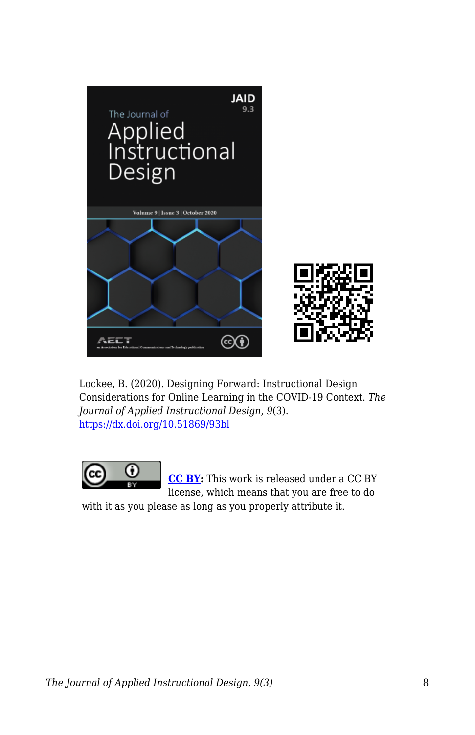Lockee, B. (2020). Designing Forward: Instructional Design Considerations for Online Learning in the COVID-19 Context. *The Journal of Applied Instructional Design, 9*(3). https://dx.doi.org/10.51869/93bl

**CC BY:** This work is released under a CC BY license, which means that you are free to do with it as you please as long as you properly attribute it.